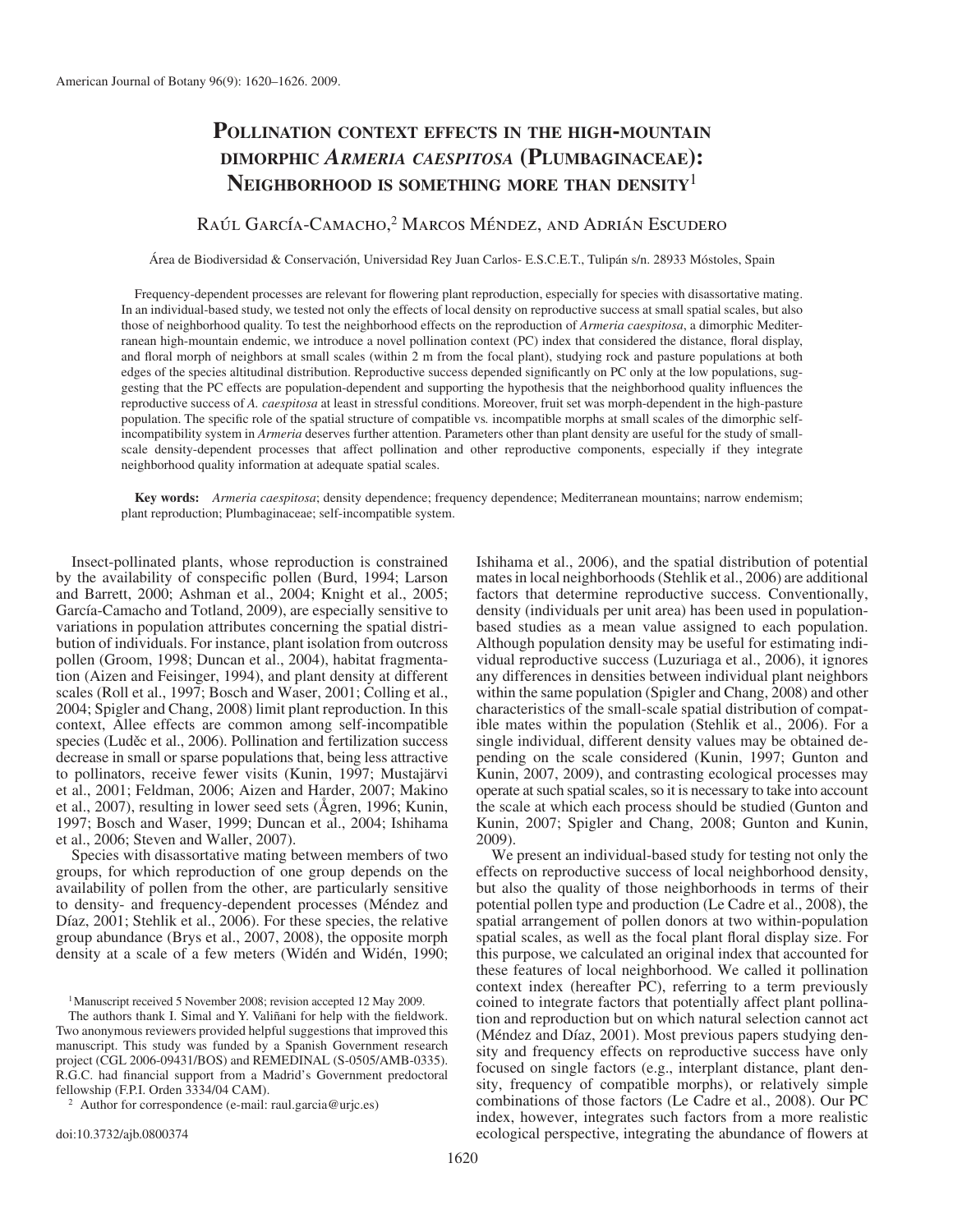# Pollination context effects in the high-mountain dimorphic *Armeria caespitosa* (Plumbaginaceae): Neighborhood is something more than density[1]

Raúl García-Camacho,[2] Marcos Méndez, and Adrián Escudero

Área de Biodiversidad & Conservación, Universidad Rey Juan Carlos- E.S.C.E.T., Tulipán s/n. 28933 Móstoles, Spain

Frequency-dependent processes are relevant for flowering plant reproduction, especially for species with disassortative mating. In an individual-based study, we tested not only the effects of local density on reproductive success at small spatial scales, but also those of neighborhood quality. To test the neighborhood effects on the reproduction of *Armeria caespitosa*, a dimorphic Mediterranean high-mountain endemic, we introduce a novel pollination context (PC) index that considered the distance, floral display, and floral morph of neighbors at small scales (within 2 m from the focal plant), studying rock and pasture populations at both edges of the species altitudinal distribution. Reproductive success depended significantly on PC only at the low populations, suggesting that the PC effects are population-dependent and supporting the hypothesis that the neighborhood quality influences the reproductive success of *A. caespitosa* at least in stressful conditions. Moreover, fruit set was morph-dependent in the high-pasture population. The specific role of the spatial structure of compatible vs. incompatible morphs at small scales of the dimorphic self-incompatibility system in *Armeria* deserves further attention. Parameters other than plant density are useful for the study of small-scale density-dependent processes that affect pollination and other reproductive components, especially if they integrate neighborhood quality information at adequate spatial scales.

**Key words:** *Armeria caespitosa*; density dependence; frequency dependence; Mediterranean mountains; narrow endemism; plant reproduction; Plumbaginaceae; self-incompatible system.

Insect-pollinated plants, whose reproduction is constrained by the availability of conspecific pollen (Burd, 1994; Larson and Barrett, 2000; Ashman et al., 2004; Knight et al., 2005; García-Camacho and Totland, 2009), are especially sensitive to variations in population attributes concerning the spatial distribution of individuals. For instance, plant isolation from outcross pollen (Groom, 1998; Duncan et al., 2004), habitat fragmentation (Aizen and Feisinger, 1994), and plant density at different scales (Roll et al., 1997; Bosch and Waser, 2001; Colling et al., 2004; Spigler and Chang, 2008) limit plant reproduction. In this context, Allee effects are common among self-incompatible species (Luděc et al., 2006). Pollination and fertilization success decrease in small or sparse populations that, being less attractive to pollinators, receive fewer visits (Kunin, 1997; Mustajärvi et al., 2001; Feldman, 2006; Aizen and Harder, 2007; Makino et al., 2007), resulting in lower seed sets (Ågren, 1996; Kunin, 1997; Bosch and Waser, 1999; Duncan et al., 2004; Ishihama et al., 2006; Steven and Waller, 2007).

Species with disassortative mating between members of two groups, for which reproduction of one group depends on the availability of pollen from the other, are particularly sensitive to density- and frequency-dependent processes (Méndez and Díaz, 2001; Stehlik et al., 2006). For these species, the relative group abundance (Brys et al., 2007, 2008), the opposite morph density at a scale of a few meters (Widén and Widén, 1990; Ishihama et al., 2006), and the spatial distribution of potential mates in local neighborhoods (Stehlik et al., 2006) are additional factors that determine reproductive success. Conventionally, density (individuals per unit area) has been used in population-based studies as a mean value assigned to each population. Although population density may be useful for estimating individual reproductive success (Luzuriaga et al., 2006), it ignores any differences in densities between individual plant neighbors within the same population (Spigler and Chang, 2008) and other characteristics of the small-scale spatial distribution of compatible mates within the population (Stehlik et al., 2006). For a single individual, different density values may be obtained depending on the scale considered (Kunin, 1997; Gunton and Kunin, 2007, 2009), and contrasting ecological processes may operate at such spatial scales, so it is necessary to take into account the scale at which each process should be studied (Gunton and Kunin, 2007; Spigler and Chang, 2008; Gunton and Kunin, 2009).

We present an individual-based study for testing not only the effects on reproductive success of local neighborhood density, but also the quality of those neighborhoods in terms of their potential pollen type and production (Le Cadre et al., 2008), the spatial arrangement of pollen donors at two within-population spatial scales, as well as the focal plant floral display size. For this purpose, we calculated an original index that accounted for these features of local neighborhood. We called it pollination context index (hereafter PC), referring to a term previously coined to integrate factors that potentially affect plant pollination and reproduction but on which natural selection cannot act (Méndez and Díaz, 2001). Most previous papers studying density and frequency effects on reproductive success have only focused on single factors (e.g., interplant distance, plant density, frequency of compatible morphs), or relatively simple combinations of those factors (Le Cadre et al., 2008). Our PC index, however, integrates such factors from a more realistic ecological perspective, integrating the abundance of flowers at

[1] Manuscript received 5 November 2008; revision accepted 12 May 2009.

The authors thank I. Simal and Y. Valiñani for help with the fieldwork. Two anonymous reviewers provided helpful suggestions that improved this manuscript. This study was funded by a Spanish Government research project (CGL 2006-09431/BOS) and REMEDINAL (S-0505/AMB-0335). R.G.C. had financial support from a Madrid's Government predoctoral fellowship (F.P.I. Orden 3334/04 CAM).

[2] Author for correspondence (e-mail: raul.garcia@urjc.es)

doi:10.3732/ajb.0800374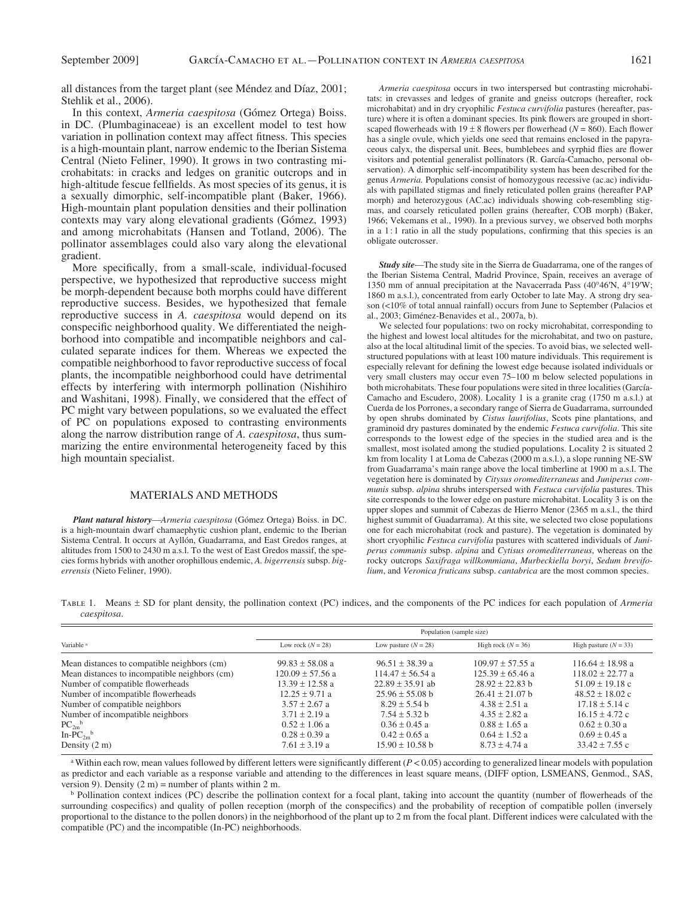all distances from the target plant (see Méndez and Díaz, 2001; Stehlik et al., 2006).

In this context, *Armeria caespitosa* (Gómez Ortega) Boiss. in DC. (Plumbaginaceae) is an excellent model to test how variation in pollination context may affect fitness. This species is a high-mountain plant, narrow endemic to the Iberian Sistema Central (Nieto Feliner, 1990). It grows in two contrasting microhabitats: in cracks and ledges on granitic outcrops and in high-altitude fescue fellfields. As most species of its genus, it is a sexually dimorphic, self-incompatible plant (Baker, 1966). High-mountain plant population densities and their pollination contexts may vary along elevational gradients (Gómez, 1993) and among microhabitats (Hansen and Totland, 2006). The pollinator assemblages could also vary along the elevational gradient.

More specifically, from a small-scale, individual-focused perspective, we hypothesized that reproductive success might be morph-dependent because both morphs could have different reproductive success. Besides, we hypothesized that female reproductive success in *A. caespitosa* would depend on its conspecific neighborhood quality. We differentiated the neighborhood into compatible and incompatible neighbors and calculated separate indices for them. Whereas we expected the compatible neighborhood to favor reproductive success of focal plants, the incompatible neighborhood could have detrimental effects by interfering with intermorph pollination (Nishihiro and Washitani, 1998). Finally, we considered that the effect of PC might vary between populations, so we evaluated the effect of PC on populations exposed to contrasting environments along the narrow distribution range of *A. caespitosa*, thus summarizing the entire environmental heterogeneity faced by this high mountain specialist.

## MATERIALS AND METHODS

***Plant natural history***—*Armeria caespitosa* (Gómez Ortega) Boiss. in DC. is a high-mountain dwarf chamaephytic cushion plant, endemic to the Iberian Sistema Central. It occurs at Ayllón, Guadarrama, and East Gredos ranges, at altitudes from 1500 to 2430 m a.s.l. To the west of East Gredos massif, the species forms hybrids with another orophillous endemic, *A. bigerrensis* subsp. *bigerrensis* (Nieto Feliner, 1990).

*Armeria caespitosa* occurs in two interspersed but contrasting microhabitats: in crevasses and ledges of granite and gneiss outcrops (hereafter, rock microhabitat) and in dry cryophilic *Festuca curvifolia* pastures (hereafter, pasture) where it is often a dominant species. Its pink flowers are grouped in short-scaped flowerheads with 19 ± 8 flowers per flowerhead ($N$ = 860). Each flower has a single ovule, which yields one seed that remains enclosed in the papyraceous calyx, the dispersal unit. Bees, bumblebees and syrphid flies are flower visitors and potential generalist pollinators (R. García-Camacho, personal observation). A dimorphic self-incompatibility system has been described for the genus *Armeria.* Populations consist of homozygous recessive (ac.ac) individuals with papillated stigmas and finely reticulated pollen grains (hereafter PAP morph) and heterozygous (AC.ac) individuals showing cob-resembling stigmas, and coarsely reticulated pollen grains (hereafter, COB morph) (Baker, 1966; Vekemans et al., 1990). In a previous survey, we observed both morphs in a 1 : 1 ratio in all the study populations, confirming that this species is an obligate outcrosser.

***Study site***—The study site in the Sierra de Guadarrama, one of the ranges of the Iberian Sistema Central, Madrid Province, Spain, receives an average of 1350 mm of annual precipitation at the Navacerrada Pass (40°46′N, 4°19′W; 1860 m a.s.l.), concentrated from early October to late May. A strong dry season (<10% of total annual rainfall) occurs from June to September (Palacios et al., 2003; Giménez-Benavides et al., 2007a, b).

We selected four populations: two on rocky microhabitat, corresponding to the highest and lowest local altitudes for the microhabitat, and two on pasture, also at the local altitudinal limit of the species. To avoid bias, we selected well-structured populations with at least 100 mature individuals. This requirement is especially relevant for defining the lowest edge because isolated individuals or very small clusters may occur even 75–100 m below selected populations in both microhabitats. These four populations were sited in three localities (García-Camacho and Escudero, 2008). Locality 1 is a granite crag (1750 m a.s.l.) at Cuerda de los Porrones, a secondary range of Sierra de Guadarrama, surrounded by open shrubs dominated by *Cistus laurifolius*, Scots pine plantations, and graminoid dry pastures dominated by the endemic *Festuca curvifolia*. This site corresponds to the lowest edge of the species in the studied area and is the smallest, most isolated among the studied populations. Locality 2 is situated 2 km from locality 1 at Loma de Cabezas (2000 m a.s.l.), a slope running NE-SW from Guadarrama's main range above the local timberline at 1900 m a.s.l. The vegetation here is dominated by *Citysus oromediterraneus* and *Juniperus communis* subsp. *alpina* shrubs interspersed with *Festuca curvifolia* pastures. This site corresponds to the lower edge on pasture microhabitat. Locality 3 is on the upper slopes and summit of Cabezas de Hierro Menor (2365 m a.s.l., the third highest summit of Guadarrama). At this site, we selected two close populations one for each microhabitat (rock and pasture). The vegetation is dominated by short cryophilic *Festuca curvifolia* pastures with scattered individuals of *Juniperus communis* subsp. *alpina* and *Cytisus oromediterraneus*, whereas on the rocky outcrops *Saxifraga willkommiana*, *Murbeckiella boryi*, *Sedum brevifolium*, and *Veronica fruticans* subsp. *cantabrica* are the most common species.

Table 1. Means ± SD for plant density, the pollination context (PC) indices, and the components of the PC indices for each population of *Armeria caespitosa*.

| Variable [a] | Population (sample size) | | | |
|---|---|---|---|---|
| | Low rock ($N$ = 28) | Low pasture ($N$ = 28) | High rock ($N$ = 36) | High pasture ($N$ = 33) |
| Mean distances to compatible neighbors (cm) | 99.83 ± 58.08 a | 96.51 ± 38.39 a | 109.97 ± 57.55 a | 116.64 ± 18.98 a |
| Mean distances to incompatible neighbors (cm) | 120.09 ± 57.56 a | 114.47 ± 56.54 a | 125.39 ± 65.46 a | 118.02 ± 22.77 a |
| Number of compatible flowerheads | 13.39 ± 12.58 a | 22.89 ± 35.91 ab | 28.92 ± 22.83 b | 51.09 ± 19.18 c |
| Number of incompatible flowerheads | 12.25 ± 9.71 a | 25.96 ± 55.08 b | 26.41 ± 21.07 b | 48.52 ± 18.02 c |
| Number of compatible neighbors | 3.57 ± 2.67 a | 8.29 ± 5.54 b | 4.38 ± 2.51 a | 17.18 ± 5.14 c |
| Number of incompatible neighbors | 3.71 ± 2.19 a | 7.54 ± 5.32 b | 4.35 ± 2.82 a | 16.15 ± 4.72 c |
| $PC_{2m}$ [b] | 0.52 ± 1.06 a | 0.36 ± 0.45 a | 0.88 ± 1.65 a | 0.62 ± 0.30 a |
| In-$PC_{2m}$ [b] | 0.28 ± 0.39 a | 0.42 ± 0.65 a | 0.64 ± 1.52 a | 0.69 ± 0.45 a |
| Density (2 m) | 7.61 ± 3.19 a | 15.90 ± 10.58 b | 8.73 ± 4.74 a | 33.42 ± 7.55 c |

[a] Within each row, mean values followed by different letters were significantly different ($P$ < 0.05) according to generalized linear models with population as predictor and each variable as a response variable and attending to the differences in least square means, (DIFF option, LSMEANS, Genmod., SAS, version 9). Density (2 m) = number of plants within 2 m.

[b] Pollination context indices (PC) describe the pollination context for a focal plant, taking into account the quantity (number of flowerheads of the surrounding cospecifics) and quality of pollen reception (morph of the conspecifics) and the probability of reception of compatible pollen (inversely proportional to the distance to the pollen donors) in the neighborhood of the plant up to 2 m from the focal plant. Different indices were calculated with the compatible (PC) and the incompatible (In-PC) neighborhoods.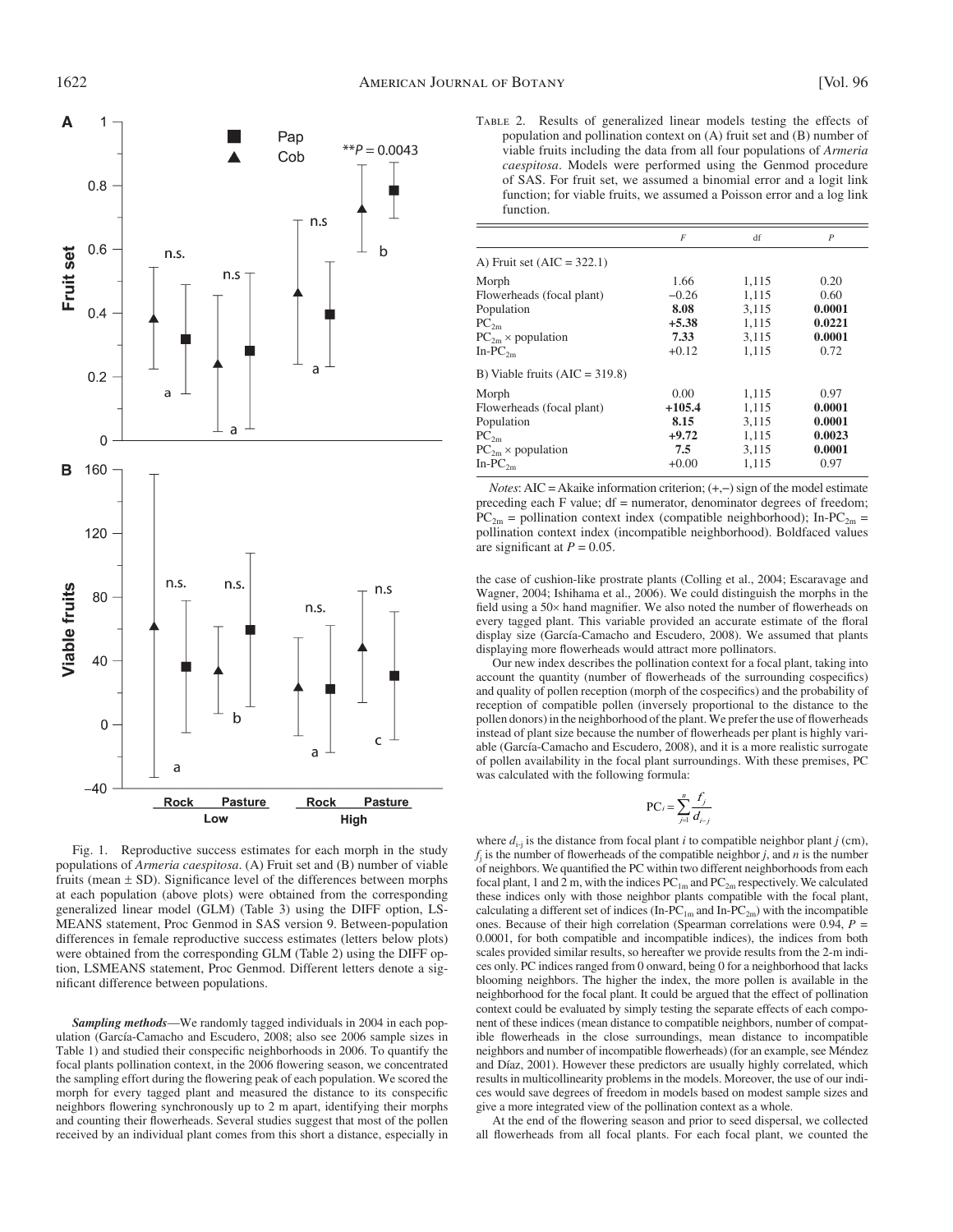Fig. 1. Reproductive success estimates for each morph in the study populations of *Armeria caespitosa*. (A) Fruit set and (B) number of viable fruits (mean ± SD). Significance level of the differences between morphs at each population (above plots) were obtained from the corresponding generalized linear model (GLM) (Table 3) using the DIFF option, LSMEANS statement, Proc Genmod in SAS version 9. Between-population differences in female reproductive success estimates (letters below plots) were obtained from the corresponding GLM (Table 2) using the DIFF option, LSMEANS statement, Proc Genmod. Different letters denote a significant difference between populations.

***Sampling methods***—We randomly tagged individuals in 2004 in each population (García-Camacho and Escudero, 2008; also see 2006 sample sizes in Table 1) and studied their conspecific neighborhoods in 2006. To quantify the focal plants pollination context, in the 2006 flowering season, we concentrated the sampling effort during the flowering peak of each population. We scored the morph for every tagged plant and measured the distance to its conspecific neighbors flowering synchronously up to 2 m apart, identifying their morphs and counting their flowerheads. Several studies suggest that most of the pollen received by an individual plant comes from this short a distance, especially in the case of cushion-like prostrate plants (Colling et al., 2004; Escaravage and Wagner, 2004; Ishihama et al., 2006). We could distinguish the morphs in the field using a 50× hand magnifier. We also noted the number of flowerheads on every tagged plant. This variable provided an accurate estimate of the floral display size (García-Camacho and Escudero, 2008). We assumed that plants displaying more flowerheads would attract more pollinators.

Our new index describes the pollination context for a focal plant, taking into account the quantity (number of flowerheads of the surrounding cospecifics) and quality of pollen reception (morph of the cospecifics) and the probability of reception of compatible pollen (inversely proportional to the distance to the pollen donors) in the neighborhood of the plant. We prefer the use of flowerheads instead of plant size because the number of flowerheads per plant is highly variable (García-Camacho and Escudero, 2008), and it is a more realistic surrogate of pollen availability in the focal plant surroundings. With these premises, PC was calculated with the following formula:

$$\mathrm{PC}_i = \sum_{j=1}^{n} \frac{f_j}{d_{i-j}}$$

where $d_{i\text{-}j}$ is the distance from focal plant $i$ to compatible neighbor plant $j$ (cm), $f_j$ is the number of flowerheads of the compatible neighbor $j$, and $n$ is the number of neighbors. We quantified the PC within two different neighborhoods from each focal plant, 1 and 2 m, with the indices $\mathrm{PC}_{1m}$ and $\mathrm{PC}_{2m}$ respectively. We calculated these indices only with those neighbor plants compatible with the focal plant, calculating a different set of indices ($\mathrm{In\text{-}PC}_{1m}$ and $\mathrm{In\text{-}PC}_{2m}$) with the incompatible ones. Because of their high correlation (Spearman correlations were 0.94, $P$ = 0.0001, for both compatible and incompatible indices), the indices from both scales provided similar results, so hereafter we provide results from the 2-m indices only. PC indices ranged from 0 onward, being 0 for a neighborhood that lacks blooming neighbors. The higher the index, the more pollen is available in the neighborhood for the focal plant. It could be argued that the effect of pollination context could be evaluated by simply testing the separate effects of each component of these indices (mean distance to compatible neighbors, number of compatible flowerheads in the close surroundings, mean distance to incompatible neighbors and number of incompatible flowerheads) (for an example, see Méndez and Díaz, 2001). However these predictors are usually highly correlated, which results in multicollinearity problems in the models. Moreover, the use of our indices would save degrees of freedom in models based on modest sample sizes and give a more integrated view of the pollination context as a whole.

At the end of the flowering season and prior to seed dispersal, we collected all flowerheads from all focal plants. For each focal plant, we counted the

Table 2. Results of generalized linear models testing the effects of population and pollination context on (A) fruit set and (B) number of viable fruits including the data from all four populations of *Armeria caespitosa*. Models were performed using the Genmod procedure of SAS. For fruit set, we assumed a binomial error and a logit link function; for viable fruits, we assumed a Poisson error and a log link function.

| | $F$ | df | $P$ |
|---|---|---|---|
| A) Fruit set (AIC = 322.1) | | | |
| Morph | 1.66 | 1,115 | 0.20 |
| Flowerheads (focal plant) | −0.26 | 1,115 | 0.60 |
| Population | **8.08** | 3,115 | **0.0001** |
| $\mathrm{PC}_{2m}$ | **+5.38** | 1,115 | **0.0221** |
| $\mathrm{PC}_{2m}$ × population | **7.33** | 3,115 | **0.0001** |
| $\mathrm{In\text{-}PC}_{2m}$ | +0.12 | 1,115 | 0.72 |
| B) Viable fruits (AIC = 319.8) | | | |
| Morph | 0.00 | 1,115 | 0.97 |
| Flowerheads (focal plant) | **+105.4** | 1,115 | **0.0001** |
| Population | **8.15** | 3,115 | **0.0001** |
| $\mathrm{PC}_{2m}$ | **+9.72** | 1,115 | **0.0023** |
| $\mathrm{PC}_{2m}$ × population | **7.5** | 3,115 | **0.0001** |
| $\mathrm{In\text{-}PC}_{2m}$ | +0.00 | 1,115 | 0.97 |

*Notes*: AIC = Akaike information criterion; (+,–) sign of the model estimate preceding each F value; df = numerator, denominator degrees of freedom; $\mathrm{PC}_{2m}$ = pollination context index (compatible neighborhood); $\mathrm{In\text{-}PC}_{2m}$ = pollination context index (incompatible neighborhood). Boldfaced values are significant at $P$ = 0.05.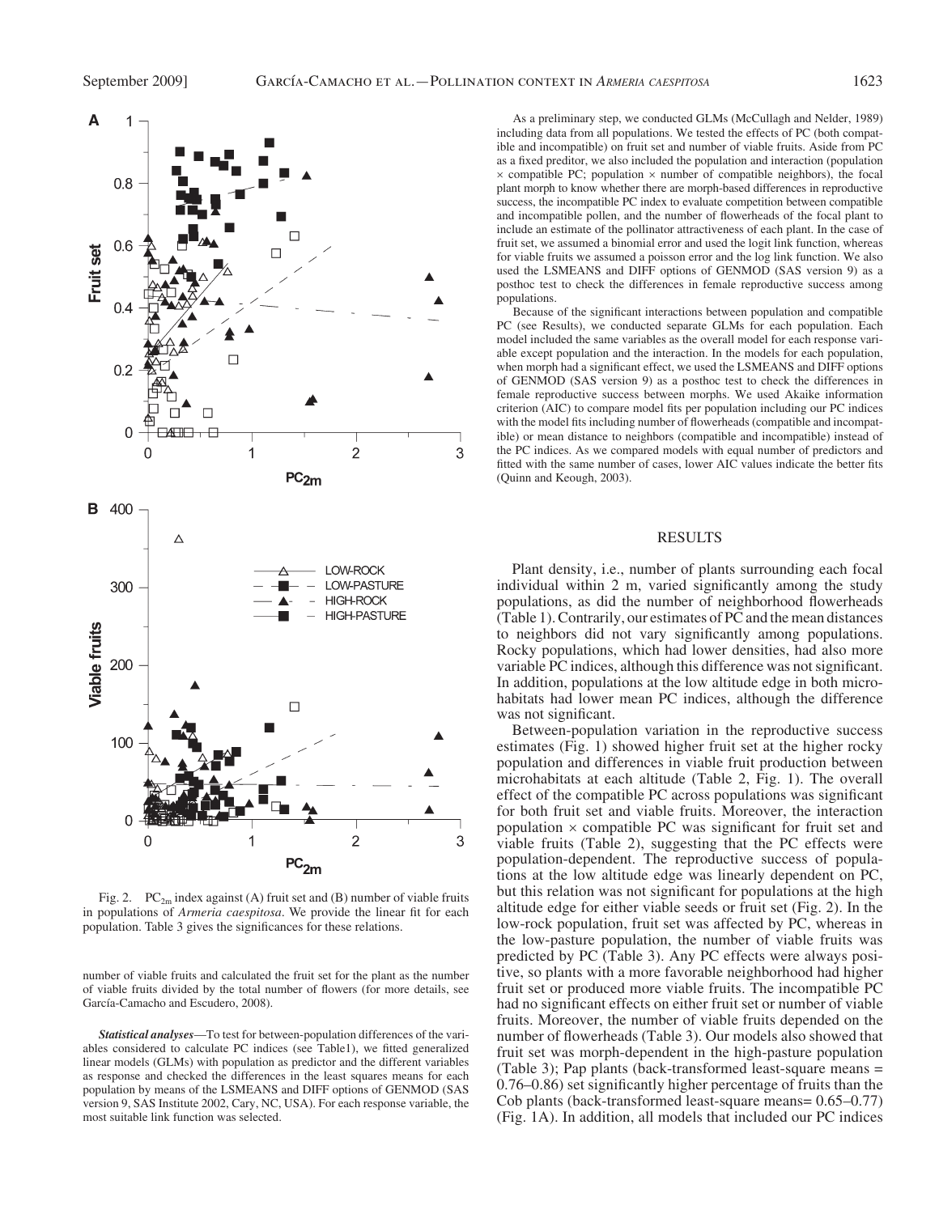A

1

0.8

0.6

0.4

0.2

0

Fruit set

0 1 2 3

$PC_{2m}$

B

400

300

200

100

0

Viable fruits

LOW-ROCK

LOW-PASTURE

HIGH-ROCK

HIGH-PASTURE

0 1 2 3

$PC_{2m}$

Fig. 2. $PC_{2m}$ index against (A) fruit set and (B) number of viable fruits in populations of *Armeria caespitosa*. We provide the linear fit for each population. Table 3 gives the significances for these relations.

number of viable fruits and calculated the fruit set for the plant as the number of viable fruits divided by the total number of flowers (for more details, see García-Camacho and Escudero, 2008).

***Statistical analyses***—To test for between-population differences of the variables considered to calculate PC indices (see Table1), we fitted generalized linear models (GLMs) with population as predictor and the different variables as response and checked the differences in the least squares means for each population by means of the LSMEANS and DIFF options of GENMOD (SAS version 9, SAS Institute 2002, Cary, NC, USA). For each response variable, the most suitable link function was selected.

As a preliminary step, we conducted GLMs (McCullagh and Nelder, 1989) including data from all populations. We tested the effects of PC (both compatible and incompatible) on fruit set and number of viable fruits. Aside from PC as a fixed preditor, we also included the population and interaction (population × compatible PC; population × number of compatible neighbors), the focal plant morph to know whether there are morph-based differences in reproductive success, the incompatible PC index to evaluate competition between compatible and incompatible pollen, and the number of flowerheads of the focal plant to include an estimate of the pollinator attractiveness of each plant. In the case of fruit set, we assumed a binomial error and used the logit link function, whereas for viable fruits we assumed a poisson error and the log link function. We also used the LSMEANS and DIFF options of GENMOD (SAS version 9) as a posthoc test to check the differences in female reproductive success among populations.

Because of the significant interactions between population and compatible PC (see Results), we conducted separate GLMs for each population. Each model included the same variables as the overall model for each response variable except population and the interaction. In the models for each population, when morph had a significant effect, we used the LSMEANS and DIFF options of GENMOD (SAS version 9) as a posthoc test to check the differences in female reproductive success between morphs. We used Akaike information criterion (AIC) to compare model fits per population including our PC indices with the model fits including number of flowerheads (compatible and incompatible) or mean distance to neighbors (compatible and incompatible) instead of the PC indices. As we compared models with equal number of predictors and fitted with the same number of cases, lower AIC values indicate the better fits (Quinn and Keough, 2003).

## RESULTS

Plant density, i.e., number of plants surrounding each focal individual within 2 m, varied significantly among the study populations, as did the number of neighborhood flowerheads (Table 1). Contrarily, our estimates of PC and the mean distances to neighbors did not vary significantly among populations. Rocky populations, which had lower densities, had also more variable PC indices, although this difference was not significant. In addition, populations at the low altitude edge in both microhabitats had lower mean PC indices, although the difference was not significant.

Between-population variation in the reproductive success estimates (Fig. 1) showed higher fruit set at the higher rocky population and differences in viable fruit production between microhabitats at each altitude (Table 2, Fig. 1). The overall effect of the compatible PC across populations was significant for both fruit set and viable fruits. Moreover, the interaction population × compatible PC was significant for fruit set and viable fruits (Table 2), suggesting that the PC effects were population-dependent. The reproductive success of populations at the low altitude edge was linearly dependent on PC, but this relation was not significant for populations at the high altitude edge for either viable seeds or fruit set (Fig. 2). In the low-rock population, fruit set was affected by PC, whereas in the low-pasture population, the number of viable fruits was predicted by PC (Table 3). Any PC effects were always positive, so plants with a more favorable neighborhood had higher fruit set or produced more viable fruits. The incompatible PC had no significant effects on either fruit set or number of viable fruits. Moreover, the number of viable fruits depended on the number of flowerheads (Table 3). Our models also showed that fruit set was morph-dependent in the high-pasture population (Table 3); Pap plants (back-transformed least-square means = 0.76–0.86) set significantly higher percentage of fruits than the Cob plants (back-transformed least-square means= 0.65–0.77) (Fig. 1A). In addition, all models that included our PC indices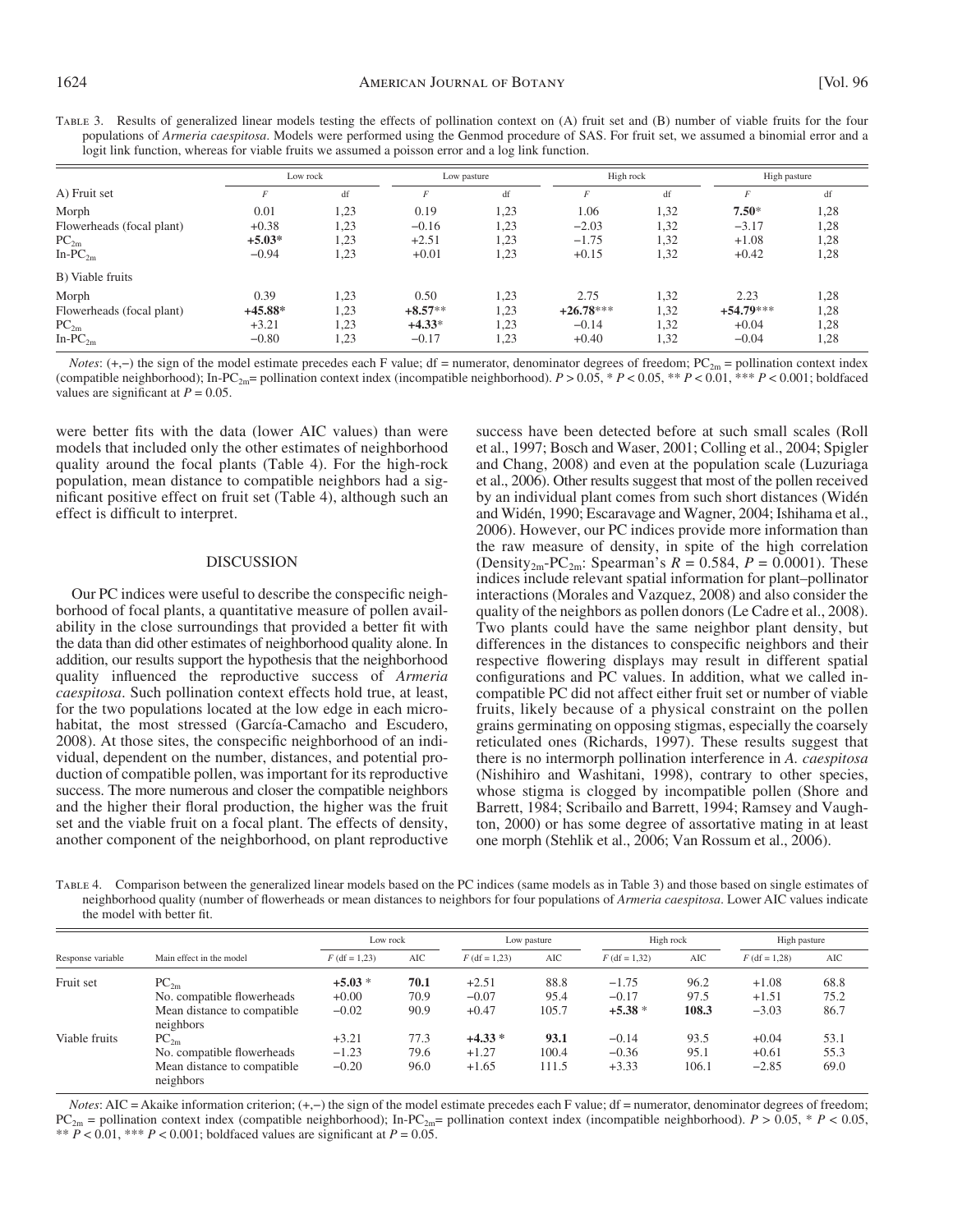Table 3. Results of generalized linear models testing the effects of pollination context on (A) fruit set and (B) number of viable fruits for the four populations of *Armeria caespitosa*. Models were performed using the Genmod procedure of SAS. For fruit set, we assumed a binomial error and a logit link function, whereas for viable fruits we assumed a poisson error and a log link function.

| | Low rock | | Low pasture | | High rock | | High pasture | |
|---|---|---|---|---|---|---|---|---|
| A) Fruit set | *F* | df | *F* | df | *F* | df | *F* | df |
| Morph | 0.01 | 1,23 | 0.19 | 1,23 | 1.06 | 1,32 | **7.50*** | 1,28 |
| Flowerheads (focal plant) | +0.38 | 1,23 | −0.16 | 1,23 | −2.03 | 1,32 | −3.17 | 1,28 |
| $PC_{2m}$ | **+5.03*** | 1,23 | +2.51 | 1,23 | −1.75 | 1,32 | +1.08 | 1,28 |
| In-$PC_{2m}$ | −0.94 | 1,23 | +0.01 | 1,23 | +0.15 | 1,32 | +0.42 | 1,28 |
| B) Viable fruits | | | | | | | | |
| Morph | 0.39 | 1,23 | 0.50 | 1,23 | 2.75 | 1,32 | 2.23 | 1,28 |
| Flowerheads (focal plant) | **+45.88*** | 1,23 | **+8.57**** | 1,23 | **+26.78***** | 1,32 | **+54.79***** | 1,28 |
| $PC_{2m}$ | +3.21 | 1,23 | **+4.33*** | 1,23 | −0.14 | 1,32 | +0.04 | 1,28 |
| In-$PC_{2m}$ | −0.80 | 1,23 | −0.17 | 1,23 | +0.40 | 1,32 | −0.04 | 1,28 |

*Notes*: (+,−) the sign of the model estimate precedes each F value; df = numerator, denominator degrees of freedom; $PC_{2m}$ = pollination context index (compatible neighborhood); In-$PC_{2m}$= pollination context index (incompatible neighborhood). $P > 0.05$, * $P < 0.05$, ** $P < 0.01$, *** $P < 0.001$; boldfaced values are significant at $P = 0.05$.

were better fits with the data (lower AIC values) than were models that included only the other estimates of neighborhood quality around the focal plants (Table 4). For the high-rock population, mean distance to compatible neighbors had a significant positive effect on fruit set (Table 4), although such an effect is difficult to interpret.

## DISCUSSION

Our PC indices were useful to describe the conspecific neighborhood of focal plants, a quantitative measure of pollen availability in the close surroundings that provided a better fit with the data than did other estimates of neighborhood quality alone. In addition, our results support the hypothesis that the neighborhood quality influenced the reproductive success of *Armeria caespitosa*. Such pollination context effects hold true, at least, for the two populations located at the low edge in each microhabitat, the most stressed (García-Camacho and Escudero, 2008). At those sites, the conspecific neighborhood of an individual, dependent on the number, distances, and potential production of compatible pollen, was important for its reproductive success. The more numerous and closer the compatible neighbors and the higher their floral production, the higher was the fruit set and the viable fruit on a focal plant. The effects of density, another component of the neighborhood, on plant reproductive success have been detected before at such small scales (Roll et al., 1997; Bosch and Waser, 2001; Colling et al., 2004; Spigler and Chang, 2008) and even at the population scale (Luzuriaga et al., 2006). Other results suggest that most of the pollen received by an individual plant comes from such short distances (Widén and Widén, 1990; Escaravage and Wagner, 2004; Ishihama et al., 2006). However, our PC indices provide more information than the raw measure of density, in spite of the high correlation ($Density_{2m}$-$PC_{2m}$: Spearman's $R = 0.584$, $P = 0.0001$). These indices include relevant spatial information for plant–pollinator interactions (Morales and Vazquez, 2008) and also consider the quality of the neighbors as pollen donors (Le Cadre et al., 2008). Two plants could have the same neighbor plant density, but differences in the distances to conspecific neighbors and their respective flowering displays may result in different spatial configurations and PC values. In addition, what we called incompatible PC did not affect either fruit set or number of viable fruits, likely because of a physical constraint on the pollen grains germinating on opposing stigmas, especially the coarsely reticulated ones (Richards, 1997). These results suggest that there is no intermorph pollination interference in *A. caespitosa* (Nishihiro and Washitani, 1998), contrary to other species, whose stigma is clogged by incompatible pollen (Shore and Barrett, 1984; Scribailo and Barrett, 1994; Ramsey and Vaughton, 2000) or has some degree of assortative mating in at least one morph (Stehlik et al., 2006; Van Rossum et al., 2006).

Table 4. Comparison between the generalized linear models based on the PC indices (same models as in Table 3) and those based on single estimates of neighborhood quality (number of flowerheads or mean distances to neighbors for four populations of *Armeria caespitosa*. Lower AIC values indicate the model with better fit.

| | | Low rock | | Low pasture | | High rock | | High pasture | |
|---|---|---|---|---|---|---|---|---|---|
| Response variable | Main effect in the model | *F* (df = 1,23) | AIC | *F* (df = 1,23) | AIC | *F* (df = 1,32) | AIC | *F* (df = 1,28) | AIC |
| Fruit set | $PC_{2m}$ | **+5.03 *** | **70.1** | +2.51 | 88.8 | −1.75 | 96.2 | +1.08 | 68.8 |
| | No. compatible flowerheads | +0.00 | 70.9 | −0.07 | 95.4 | −0.17 | 97.5 | +1.51 | 75.2 |
| | Mean distance to compatible neighbors | −0.02 | 90.9 | +0.47 | 105.7 | **+5.38 *** | **108.3** | −3.03 | 86.7 |
| Viable fruits | $PC_{2m}$ | +3.21 | 77.3 | **+4.33 *** | **93.1** | −0.14 | 93.5 | +0.04 | 53.1 |
| | No. compatible flowerheads | −1.23 | 79.6 | +1.27 | 100.4 | −0.36 | 95.1 | +0.61 | 55.3 |
| | Mean distance to compatible neighbors | −0.20 | 96.0 | +1.65 | 111.5 | +3.33 | 106.1 | −2.85 | 69.0 |

*Notes*: AIC = Akaike information criterion; (+,−) the sign of the model estimate precedes each F value; df = numerator, denominator degrees of freedom; $PC_{2m}$ = pollination context index (compatible neighborhood); In-$PC_{2m}$= pollination context index (incompatible neighborhood). $P > 0.05$, * $P < 0.05$, ** $P < 0.01$, *** $P < 0.001$; boldfaced values are significant at $P = 0.05$.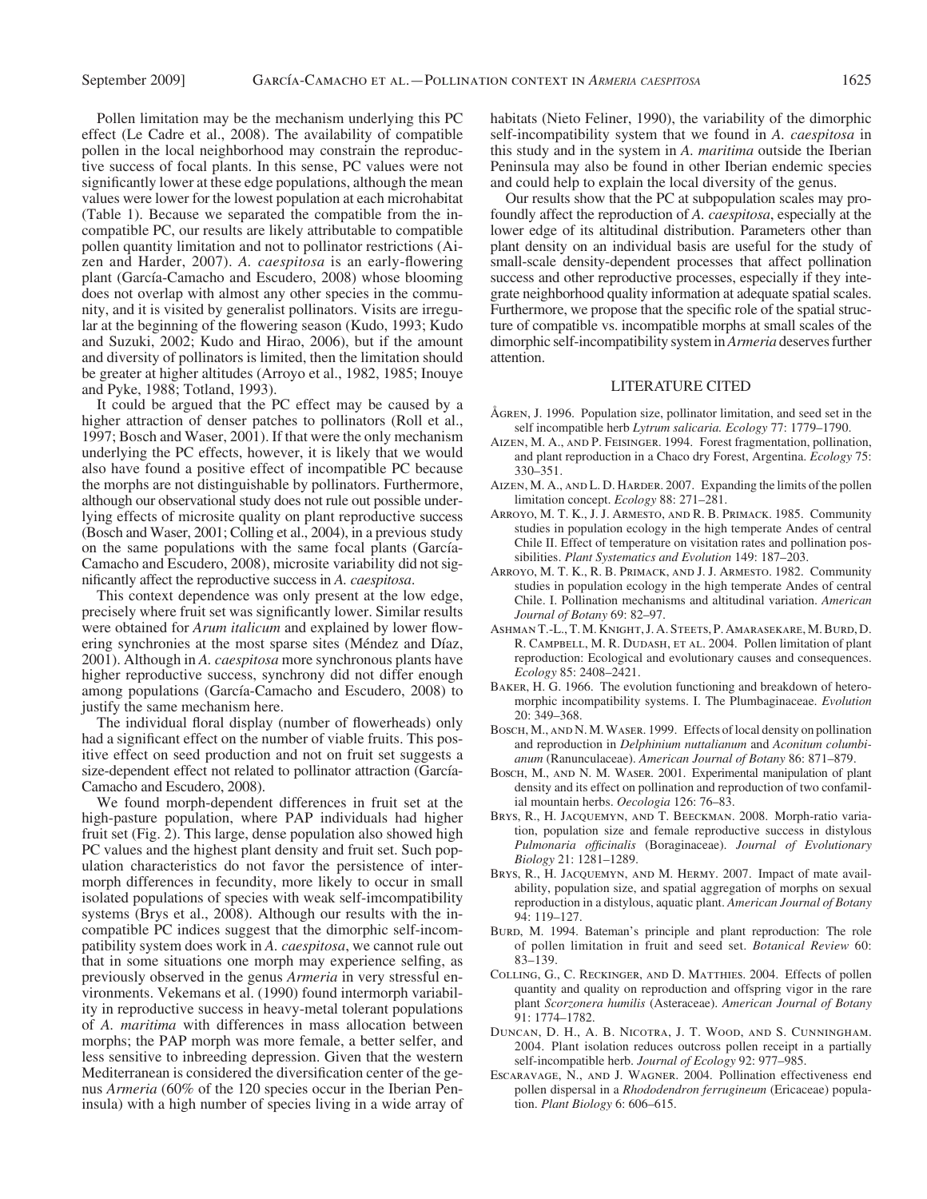Pollen limitation may be the mechanism underlying this PC effect (Le Cadre et al., 2008). The availability of compatible pollen in the local neighborhood may constrain the reproductive success of focal plants. In this sense, PC values were not significantly lower at these edge populations, although the mean values were lower for the lowest population at each microhabitat (Table 1). Because we separated the compatible from the incompatible PC, our results are likely attributable to compatible pollen quantity limitation and not to pollinator restrictions (Aizen and Harder, 2007). *A. caespitosa* is an early-flowering plant (García-Camacho and Escudero, 2008) whose blooming does not overlap with almost any other species in the community, and it is visited by generalist pollinators. Visits are irregular at the beginning of the flowering season (Kudo, 1993; Kudo and Suzuki, 2002; Kudo and Hirao, 2006), but if the amount and diversity of pollinators is limited, then the limitation should be greater at higher altitudes (Arroyo et al., 1982, 1985; Inouye and Pyke, 1988; Totland, 1993).

It could be argued that the PC effect may be caused by a higher attraction of denser patches to pollinators (Roll et al., 1997; Bosch and Waser, 2001). If that were the only mechanism underlying the PC effects, however, it is likely that we would also have found a positive effect of incompatible PC because the morphs are not distinguishable by pollinators. Furthermore, although our observational study does not rule out possible underlying effects of microsite quality on plant reproductive success (Bosch and Waser, 2001; Colling et al., 2004), in a previous study on the same populations with the same focal plants (García-Camacho and Escudero, 2008), microsite variability did not significantly affect the reproductive success in *A. caespitosa*.

This context dependence was only present at the low edge, precisely where fruit set was significantly lower. Similar results were obtained for *Arum italicum* and explained by lower flowering synchronies at the most sparse sites (Méndez and Díaz, 2001). Although in *A. caespitosa* more synchronous plants have higher reproductive success, synchrony did not differ enough among populations (García-Camacho and Escudero, 2008) to justify the same mechanism here.

The individual floral display (number of flowerheads) only had a significant effect on the number of viable fruits. This positive effect on seed production and not on fruit set suggests a size-dependent effect not related to pollinator attraction (García-Camacho and Escudero, 2008).

We found morph-dependent differences in fruit set at the high-pasture population, where PAP individuals had higher fruit set (Fig. 2). This large, dense population also showed high PC values and the highest plant density and fruit set. Such population characteristics do not favor the persistence of intermorph differences in fecundity, more likely to occur in small isolated populations of species with weak self-imcompatibility systems (Brys et al., 2008). Although our results with the incompatible PC indices suggest that the dimorphic self-incompatibility system does work in *A. caespitosa*, we cannot rule out that in some situations one morph may experience selfing, as previously observed in the genus *Armeria* in very stressful environments. Vekemans et al. (1990) found intermorph variability in reproductive success in heavy-metal tolerant populations of *A. maritima* with differences in mass allocation between morphs; the PAP morph was more female, a better selfer, and less sensitive to inbreeding depression. Given that the western Mediterranean is considered the diversification center of the genus *Armeria* (60% of the 120 species occur in the Iberian Peninsula) with a high number of species living in a wide array of habitats (Nieto Feliner, 1990), the variability of the dimorphic self-incompatibility system that we found in *A. caespitosa* in this study and in the system in *A. maritima* outside the Iberian Peninsula may also be found in other Iberian endemic species and could help to explain the local diversity of the genus.

Our results show that the PC at subpopulation scales may profoundly affect the reproduction of *A. caespitosa*, especially at the lower edge of its altitudinal distribution. Parameters other than plant density on an individual basis are useful for the study of small-scale density-dependent processes that affect pollination success and other reproductive processes, especially if they integrate neighborhood quality information at adequate spatial scales. Furthermore, we propose that the specific role of the spatial structure of compatible vs. incompatible morphs at small scales of the dimorphic self-incompatibility system in *Armeria* deserves further attention.

## LITERATURE CITED

Ågren, J. 1996. Population size, pollinator limitation, and seed set in the self incompatible herb *Lytrum salicaria. Ecology* 77: 1779–1790.

Aizen, M. A., and P. Feisinger. 1994. Forest fragmentation, pollination, and plant reproduction in a Chaco dry Forest, Argentina. *Ecology* 75: 330–351.

Aizen, M. A., and L. D. Harder. 2007. Expanding the limits of the pollen limitation concept. *Ecology* 88: 271–281.

Arroyo, M. T. K., J. J. Armesto, and R. B. Primack. 1985. Community studies in population ecology in the high temperate Andes of central Chile II. Effect of temperature on visitation rates and pollination possibilities. *Plant Systematics and Evolution* 149: 187–203.

Arroyo, M. T. K., R. B. Primack, and J. J. Armesto. 1982. Community studies in population ecology in the high temperate Andes of central Chile. I. Pollination mechanisms and altitudinal variation. *American Journal of Botany* 69: 82–97.

Ashman T.-L., T. M. Knight, J. A. Steets, P. Amarasekare, M. Burd, D. R. Campbell, M. R. Dudash, et al. 2004. Pollen limitation of plant reproduction: Ecological and evolutionary causes and consequences. *Ecology* 85: 2408–2421.

Baker, H. G. 1966. The evolution functioning and breakdown of heteromorphic incompatibility systems. I. The Plumbaginaceae. *Evolution* 20: 349–368.

Bosch, M., and N. M. Waser. 1999. Effects of local density on pollination and reproduction in *Delphinium nuttalianum* and *Aconitum columbianum* (Ranunculaceae). *American Journal of Botany* 86: 871–879.

Bosch, M., and N. M. Waser. 2001. Experimental manipulation of plant density and its effect on pollination and reproduction of two confamilial mountain herbs. *Oecologia* 126: 76–83.

Brys, R., H. Jacquemyn, and T. Beeckman. 2008. Morph-ratio variation, population size and female reproductive success in distylous *Pulmonaria officinalis* (Boraginaceae). *Journal of Evolutionary Biology* 21: 1281–1289.

Brys, R., H. Jacquemyn, and M. Hermy. 2007. Impact of mate availability, population size, and spatial aggregation of morphs on sexual reproduction in a distylous, aquatic plant. *American Journal of Botany* 94: 119–127.

Burd, M. 1994. Bateman's principle and plant reproduction: The role of pollen limitation in fruit and seed set. *Botanical Review* 60: 83–139.

Colling, G., C. Reckinger, and D. Matthies. 2004. Effects of pollen quantity and quality on reproduction and offspring vigor in the rare plant *Scorzonera humilis* (Asteraceae). *American Journal of Botany* 91: 1774–1782.

Duncan, D. H., A. B. Nicotra, J. T. Wood, and S. Cunningham. 2004. Plant isolation reduces outcross pollen receipt in a partially self-incompatible herb. *Journal of Ecology* 92: 977–985.

Escaravage, N., and J. Wagner. 2004. Pollination effectiveness end pollen dispersal in a *Rhododendron ferrugineum* (Ericaceae) population. *Plant Biology* 6: 606–615.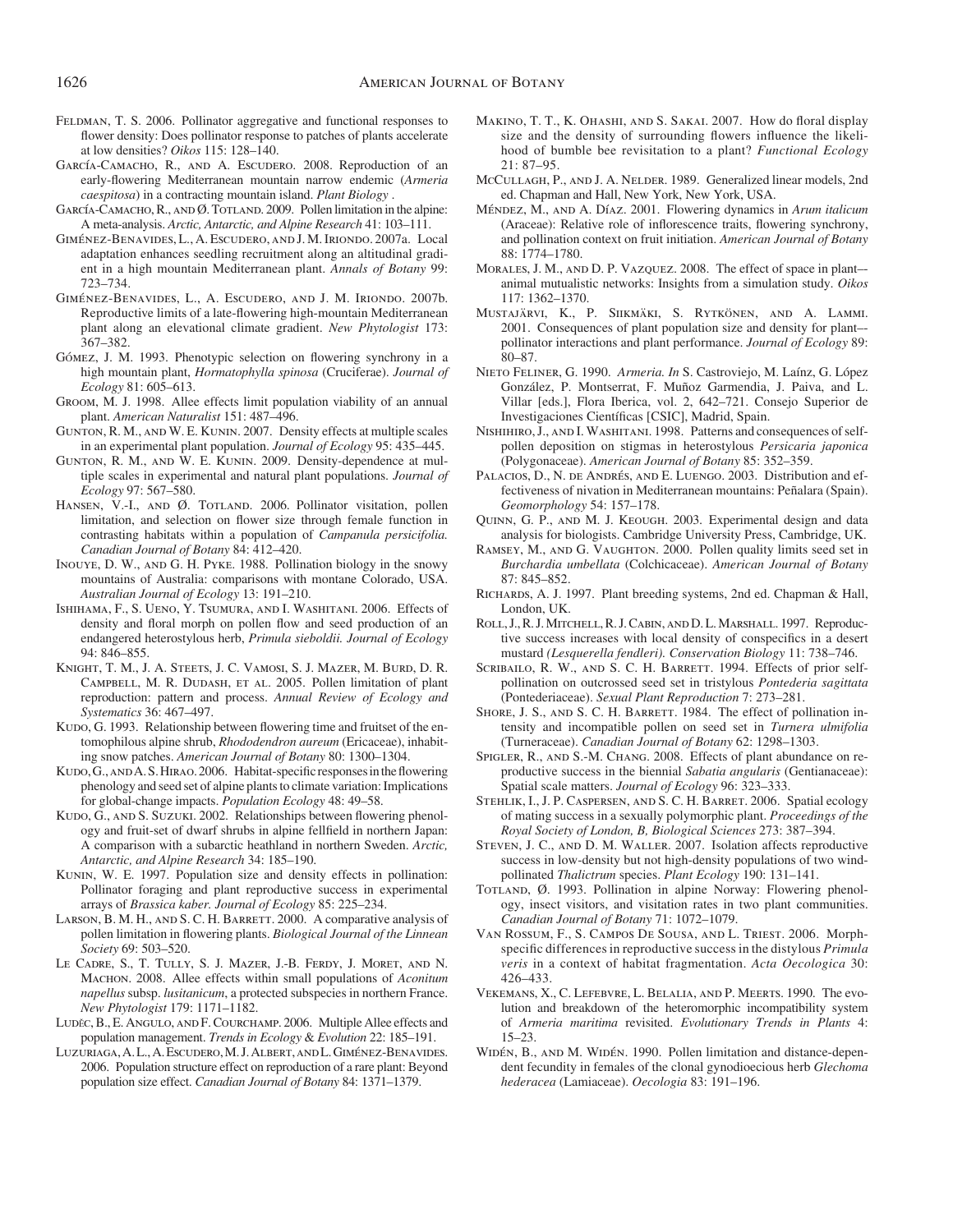Feldman, T. S. 2006. Pollinator aggregative and functional responses to flower density: Does pollinator response to patches of plants accelerate at low densities? *Oikos* 115: 128–140.

García-Camacho, R., and A. Escudero. 2008. Reproduction of an early-flowering Mediterranean mountain narrow endemic (*Armeria caespitosa*) in a contracting mountain island. *Plant Biology* .

García-Camacho, R., and Ø. Totland. 2009. Pollen limitation in the alpine: A meta-analysis. *Arctic, Antarctic, and Alpine Research* 41: 103–111.

Giménez-Benavides, L., A. Escudero, and J. M. Iriondo. 2007a. Local adaptation enhances seedling recruitment along an altitudinal gradient in a high mountain Mediterranean plant. *Annals of Botany* 99: 723–734.

Giménez-Benavides, L., A. Escudero, and J. M. Iriondo. 2007b. Reproductive limits of a late-flowering high-mountain Mediterranean plant along an elevational climate gradient. *New Phytologist* 173: 367–382.

Gómez, J. M. 1993. Phenotypic selection on flowering synchrony in a high mountain plant, *Hormatophylla spinosa* (Cruciferae). *Journal of Ecology* 81: 605–613.

Groom, M. J. 1998. Allee effects limit population viability of an annual plant. *American Naturalist* 151: 487–496.

Gunton, R. M., and W. E. Kunin. 2007. Density effects at multiple scales in an experimental plant population. *Journal of Ecology* 95: 435–445.

Gunton, R. M., and W. E. Kunin. 2009. Density-dependence at multiple scales in experimental and natural plant populations. *Journal of Ecology* 97: 567–580.

Hansen, V.-I., and Ø. Totland. 2006. Pollinator visitation, pollen limitation, and selection on flower size through female function in contrasting habitats within a population of *Campanula persicifolia. Canadian Journal of Botany* 84: 412–420.

Inouye, D. W., and G. H. Pyke. 1988. Pollination biology in the snowy mountains of Australia: comparisons with montane Colorado, USA. *Australian Journal of Ecology* 13: 191–210.

Ishihama, F., S. Ueno, Y. Tsumura, and I. Washitani. 2006. Effects of density and floral morph on pollen flow and seed production of an endangered heterostylous herb, *Primula sieboldii. Journal of Ecology* 94: 846–855.

Knight, T. M., J. A. Steets, J. C. Vamosi, S. J. Mazer, M. Burd, D. R. Campbell, M. R. Dudash, et al. 2005. Pollen limitation of plant reproduction: pattern and process. *Annual Review of Ecology and Systematics* 36: 467–497.

Kudo, G. 1993. Relationship between flowering time and fruitset of the entomophilous alpine shrub, *Rhododendron aureum* (Ericaceae), inhabiting snow patches. *American Journal of Botany* 80: 1300–1304.

Kudo, G., and A. S. Hirao. 2006. Habitat-specific responses in the flowering phenology and seed set of alpine plants to climate variation: Implications for global-change impacts. *Population Ecology* 48: 49–58.

Kudo, G., and S. Suzuki. 2002. Relationships between flowering phenology and fruit-set of dwarf shrubs in alpine fellfield in northern Japan: A comparison with a subarctic heathland in northern Sweden. *Arctic, Antarctic, and Alpine Research* 34: 185–190.

Kunin, W. E. 1997. Population size and density effects in pollination: Pollinator foraging and plant reproductive success in experimental arrays of *Brassica kaber. Journal of Ecology* 85: 225–234.

Larson, B. M. H., and S. C. H. Barrett. 2000. A comparative analysis of pollen limitation in flowering plants. *Biological Journal of the Linnean Society* 69: 503–520.

Le Cadre, S., T. Tully, S. J. Mazer, J.-B. Ferdy, J. Moret, and N. Machon. 2008. Allee effects within small populations of *Aconitum napellus* subsp. *lusitanicum*, a protected subspecies in northern France. *New Phytologist* 179: 1171–1182.

Ludéc, B., E. Angulo, and F. Courchamp. 2006. Multiple Allee effects and population management. *Trends in Ecology & Evolution* 22: 185–191.

Luzuriaga, A. L., A. Escudero, M. J. Albert, and L. Giménez-Benavides. 2006. Population structure effect on reproduction of a rare plant: Beyond population size effect. *Canadian Journal of Botany* 84: 1371–1379.

Makino, T. T., K. Ohashi, and S. Sakai. 2007. How do floral display size and the density of surrounding flowers influence the likelihood of bumble bee revisitation to a plant? *Functional Ecology* 21: 87–95.

McCullagh, P., and J. A. Nelder. 1989. Generalized linear models, 2nd ed. Chapman and Hall, New York, New York, USA.

Méndez, M., and A. Díaz. 2001. Flowering dynamics in *Arum italicum* (Araceae): Relative role of inflorescence traits, flowering synchrony, and pollination context on fruit initiation. *American Journal of Botany* 88: 1774–1780.

Morales, J. M., and D. P. Vazquez. 2008. The effect of space in plant–-animal mutualistic networks: Insights from a simulation study. *Oikos* 117: 1362–1370.

Mustajärvi, K., P. Siikmäki, S. Rytkönen, and A. Lammi. 2001. Consequences of plant population size and density for plant–-pollinator interactions and plant performance. *Journal of Ecology* 89: 80–87.

Nieto Feliner, G. 1990. *Armeria. In* S. Castroviejo, M. Laínz, G. López González, P. Montserrat, F. Muñoz Garmendia, J. Paiva, and L. Villar [eds.], Flora Iberica, vol. 2, 642–721. Consejo Superior de Investigaciones Científicas [CSIC], Madrid, Spain.

Nishihiro, J., and I. Washitani. 1998. Patterns and consequences of self-pollen deposition on stigmas in heterostylous *Persicaria japonica* (Polygonaceae). *American Journal of Botany* 85: 352–359.

Palacios, D., N. de Andrés, and E. Luengo. 2003. Distribution and effectiveness of nivation in Mediterranean mountains: Peñalara (Spain). *Geomorphology* 54: 157–178.

Quinn, G. P., and M. J. Keough. 2003. Experimental design and data analysis for biologists. Cambridge University Press, Cambridge, UK.

Ramsey, M., and G. Vaughton. 2000. Pollen quality limits seed set in *Burchardia umbellata* (Colchicaceae). *American Journal of Botany* 87: 845–852.

Richards, A. J. 1997. Plant breeding systems, 2nd ed. Chapman & Hall, London, UK.

Roll, J., R. J. Mitchell, R. J. Cabin, and D. L. Marshall. 1997. Reproductive success increases with local density of conspecifics in a desert mustard *(Lesquerella fendleri). Conservation Biology* 11: 738–746.

Scribailo, R. W., and S. C. H. Barrett. 1994. Effects of prior self-pollination on outcrossed seed set in tristylous *Pontederia sagittata* (Pontederiaceae). *Sexual Plant Reproduction* 7: 273–281.

Shore, J. S., and S. C. H. Barrett. 1984. The effect of pollination intensity and incompatible pollen on seed set in *Turnera ulmifolia* (Turneraceae). *Canadian Journal of Botany* 62: 1298–1303.

Spigler, R., and S.-M. Chang. 2008. Effects of plant abundance on reproductive success in the biennial *Sabatia angularis* (Gentianaceae): Spatial scale matters. *Journal of Ecology* 96: 323–333.

Stehlik, I., J. P. Caspersen, and S. C. H. Barret. 2006. Spatial ecology of mating success in a sexually polymorphic plant. *Proceedings of the Royal Society of London, B, Biological Sciences* 273: 387–394.

Steven, J. C., and D. M. Waller. 2007. Isolation affects reproductive success in low-density but not high-density populations of two wind-pollinated *Thalictrum* species. *Plant Ecology* 190: 131–141.

Totland, Ø. 1993. Pollination in alpine Norway: Flowering phenology, insect visitors, and visitation rates in two plant communities. *Canadian Journal of Botany* 71: 1072–1079.

Van Rossum, F., S. Campos De Sousa, and L. Triest. 2006. Morph-specific differences in reproductive success in the distylous *Primula veris* in a context of habitat fragmentation. *Acta Oecologica* 30: 426–433.

Vekemans, X., C. Lefebvre, L. Belalia, and P. Meerts. 1990. The evolution and breakdown of the heteromorphic incompatibility system of *Armeria maritima* revisited. *Evolutionary Trends in Plants* 4: 15–23.

Widén, B., and M. Widén. 1990. Pollen limitation and distance-dependent fecundity in females of the clonal gynodioecious herb *Glechoma hederacea* (Lamiaceae). *Oecologia* 83: 191–196.